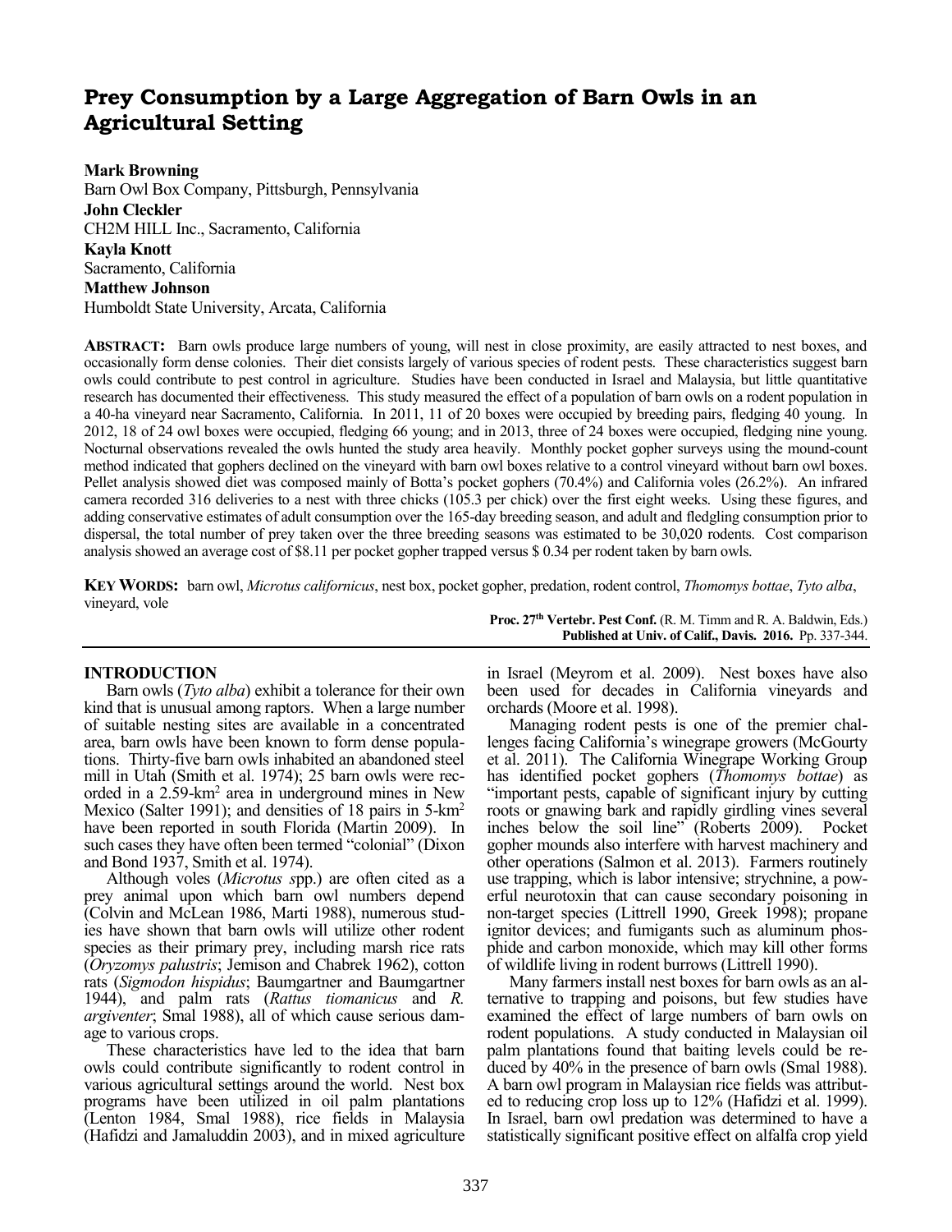# Prey Consumption by a Large Aggregation of Barn Owls in an Agricultural Setting

**Mark Browning**
Barn Owl Box Company, Pittsburgh, Pennsylvania
**John Cleckler**
CH2M HILL Inc., Sacramento, California
**Kayla Knott**
Sacramento, California
**Matthew Johnson**
Humboldt State University, Arcata, California

**ABSTRACT:** Barn owls produce large numbers of young, will nest in close proximity, are easily attracted to nest boxes, and occasionally form dense colonies. Their diet consists largely of various species of rodent pests. These characteristics suggest barn owls could contribute to pest control in agriculture. Studies have been conducted in Israel and Malaysia, but little quantitative research has documented their effectiveness. This study measured the effect of a population of barn owls on a rodent population in a 40-ha vineyard near Sacramento, California. In 2011, 11 of 20 boxes were occupied by breeding pairs, fledging 40 young. In 2012, 18 of 24 owl boxes were occupied, fledging 66 young; and in 2013, three of 24 boxes were occupied, fledging nine young. Nocturnal observations revealed the owls hunted the study area heavily. Monthly pocket gopher surveys using the mound-count method indicated that gophers declined on the vineyard with barn owl boxes relative to a control vineyard without barn owl boxes. Pellet analysis showed diet was composed mainly of Botta's pocket gophers (70.4%) and California voles (26.2%). An infrared camera recorded 316 deliveries to a nest with three chicks (105.3 per chick) over the first eight weeks. Using these figures, and adding conservative estimates of adult consumption over the 165-day breeding season, and adult and fledgling consumption prior to dispersal, the total number of prey taken over the three breeding seasons was estimated to be 30,020 rodents. Cost comparison analysis showed an average cost of \$8.11 per pocket gopher trapped versus \$ 0.34 per rodent taken by barn owls.

**KEY WORDS:** barn owl, *Microtus californicus*, nest box, pocket gopher, predation, rodent control, *Thomomys bottae*, *Tyto alba*, vineyard, vole

**Proc. 27th Vertebr. Pest Conf.** (R. M. Timm and R. A. Baldwin, Eds.)
**Published at Univ. of Calif., Davis. 2016.** Pp. 337-344.

## INTRODUCTION

Barn owls (*Tyto alba*) exhibit a tolerance for their own kind that is unusual among raptors. When a large number of suitable nesting sites are available in a concentrated area, barn owls have been known to form dense populations. Thirty-five barn owls inhabited an abandoned steel mill in Utah (Smith et al. 1974); 25 barn owls were recorded in a 2.59-km$^2$ area in underground mines in New Mexico (Salter 1991); and densities of 18 pairs in 5-km$^2$ have been reported in south Florida (Martin 2009). In such cases they have often been termed "colonial" (Dixon and Bond 1937, Smith et al. 1974).

Although voles (*Microtus s*pp.) are often cited as a prey animal upon which barn owl numbers depend (Colvin and McLean 1986, Marti 1988), numerous studies have shown that barn owls will utilize other rodent species as their primary prey, including marsh rice rats (*Oryzomys palustris*; Jemison and Chabrek 1962), cotton rats (*Sigmodon hispidus*; Baumgartner and Baumgartner 1944), and palm rats (*Rattus tiomanicus* and *R. argiventer*; Smal 1988), all of which cause serious damage to various crops.

These characteristics have led to the idea that barn owls could contribute significantly to rodent control in various agricultural settings around the world. Nest box programs have been utilized in oil palm plantations (Lenton 1984, Smal 1988), rice fields in Malaysia (Hafidzi and Jamaluddin 2003), and in mixed agriculture in Israel (Meyrom et al. 2009). Nest boxes have also been used for decades in California vineyards and orchards (Moore et al. 1998).

Managing rodent pests is one of the premier challenges facing California's winegrape growers (McGourty et al. 2011). The California Winegrape Working Group has identified pocket gophers (*Thomomys bottae*) as "important pests, capable of significant injury by cutting roots or gnawing bark and rapidly girdling vines several inches below the soil line" (Roberts 2009). Pocket gopher mounds also interfere with harvest machinery and other operations (Salmon et al. 2013). Farmers routinely use trapping, which is labor intensive; strychnine, a powerful neurotoxin that can cause secondary poisoning in non-target species (Littrell 1990, Greek 1998); propane ignitor devices; and fumigants such as aluminum phosphide and carbon monoxide, which may kill other forms of wildlife living in rodent burrows (Littrell 1990).

Many farmers install nest boxes for barn owls as an alternative to trapping and poisons, but few studies have examined the effect of large numbers of barn owls on rodent populations. A study conducted in Malaysian oil palm plantations found that baiting levels could be reduced by 40% in the presence of barn owls (Smal 1988). A barn owl program in Malaysian rice fields was attributed to reducing crop loss up to 12% (Hafidzi et al. 1999). In Israel, barn owl predation was determined to have a statistically significant positive effect on alfalfa crop yield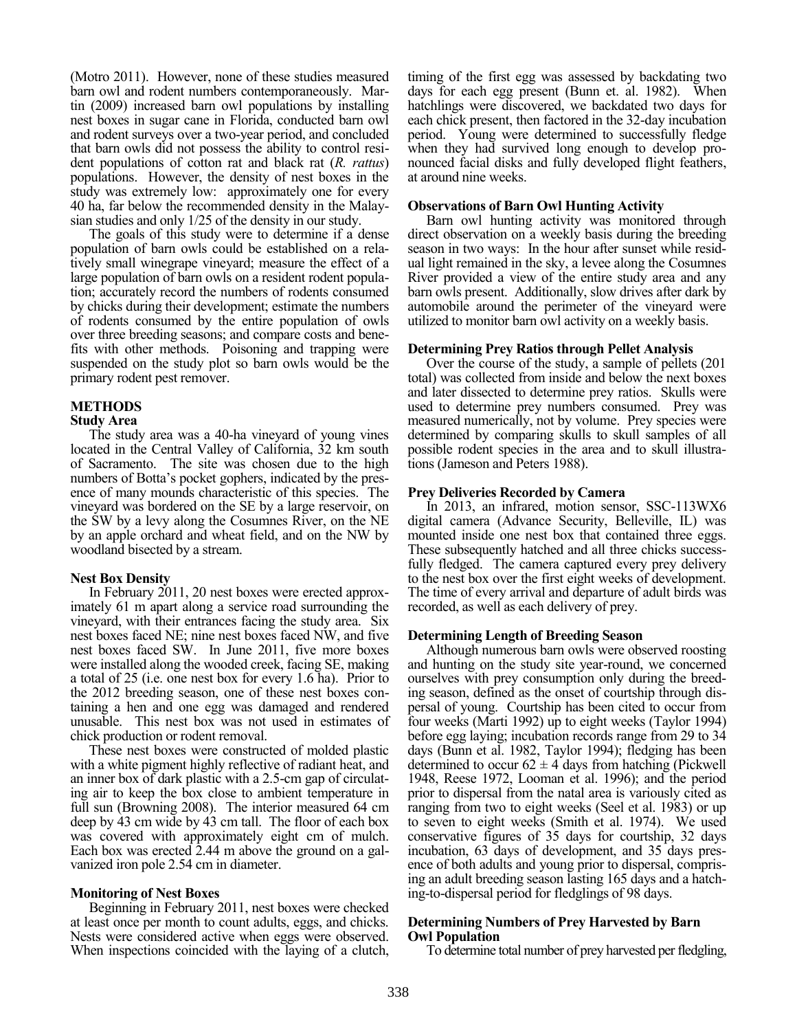(Motro 2011). However, none of these studies measured barn owl and rodent numbers contemporaneously. Martin (2009) increased barn owl populations by installing nest boxes in sugar cane in Florida, conducted barn owl and rodent surveys over a two-year period, and concluded that barn owls did not possess the ability to control resident populations of cotton rat and black rat (*R. rattus*) populations. However, the density of nest boxes in the study was extremely low: approximately one for every 40 ha, far below the recommended density in the Malaysian studies and only 1/25 of the density in our study.

The goals of this study were to determine if a dense population of barn owls could be established on a relatively small winegrape vineyard; measure the effect of a large population of barn owls on a resident rodent population; accurately record the numbers of rodents consumed by chicks during their development; estimate the numbers of rodents consumed by the entire population of owls over three breeding seasons; and compare costs and benefits with other methods. Poisoning and trapping were suspended on the study plot so barn owls would be the primary rodent pest remover.

## METHODS

### Study Area

The study area was a 40-ha vineyard of young vines located in the Central Valley of California, 32 km south of Sacramento. The site was chosen due to the high numbers of Botta's pocket gophers, indicated by the presence of many mounds characteristic of this species. The vineyard was bordered on the SE by a large reservoir, on the SW by a levy along the Cosumnes River, on the NE by an apple orchard and wheat field, and on the NW by woodland bisected by a stream.

### Nest Box Density

In February 2011, 20 nest boxes were erected approximately 61 m apart along a service road surrounding the vineyard, with their entrances facing the study area. Six nest boxes faced NE; nine nest boxes faced NW, and five nest boxes faced SW. In June 2011, five more boxes were installed along the wooded creek, facing SE, making a total of 25 (i.e. one nest box for every 1.6 ha). Prior to the 2012 breeding season, one of these nest boxes containing a hen and one egg was damaged and rendered unusable. This nest box was not used in estimates of chick production or rodent removal.

These nest boxes were constructed of molded plastic with a white pigment highly reflective of radiant heat, and an inner box of dark plastic with a 2.5-cm gap of circulating air to keep the box close to ambient temperature in full sun (Browning 2008). The interior measured 64 cm deep by 43 cm wide by 43 cm tall. The floor of each box was covered with approximately eight cm of mulch. Each box was erected 2.44 m above the ground on a galvanized iron pole 2.54 cm in diameter.

### Monitoring of Nest Boxes

Beginning in February 2011, nest boxes were checked at least once per month to count adults, eggs, and chicks. Nests were considered active when eggs were observed. When inspections coincided with the laying of a clutch, timing of the first egg was assessed by backdating two days for each egg present (Bunn et. al. 1982). When hatchlings were discovered, we backdated two days for each chick present, then factored in the 32-day incubation period. Young were determined to successfully fledge when they had survived long enough to develop pronounced facial disks and fully developed flight feathers, at around nine weeks.

### Observations of Barn Owl Hunting Activity

Barn owl hunting activity was monitored through direct observation on a weekly basis during the breeding season in two ways: In the hour after sunset while residual light remained in the sky, a levee along the Cosumnes River provided a view of the entire study area and any barn owls present. Additionally, slow drives after dark by automobile around the perimeter of the vineyard were utilized to monitor barn owl activity on a weekly basis.

### Determining Prey Ratios through Pellet Analysis

Over the course of the study, a sample of pellets (201 total) was collected from inside and below the next boxes and later dissected to determine prey ratios. Skulls were used to determine prey numbers consumed. Prey was measured numerically, not by volume. Prey species were determined by comparing skulls to skull samples of all possible rodent species in the area and to skull illustrations (Jameson and Peters 1988).

### Prey Deliveries Recorded by Camera

In 2013, an infrared, motion sensor, SSC-113WX6 digital camera (Advance Security, Belleville, IL) was mounted inside one nest box that contained three eggs. These subsequently hatched and all three chicks successfully fledged. The camera captured every prey delivery to the nest box over the first eight weeks of development. The time of every arrival and departure of adult birds was recorded, as well as each delivery of prey.

### Determining Length of Breeding Season

Although numerous barn owls were observed roosting and hunting on the study site year-round, we concerned ourselves with prey consumption only during the breeding season, defined as the onset of courtship through dispersal of young. Courtship has been cited to occur from four weeks (Marti 1992) up to eight weeks (Taylor 1994) before egg laying; incubation records range from 29 to 34 days (Bunn et al. 1982, Taylor 1994); fledging has been determined to occur $62 \pm 4$ days from hatching (Pickwell 1948, Reese 1972, Looman et al. 1996); and the period prior to dispersal from the natal area is variously cited as ranging from two to eight weeks (Seel et al. 1983) or up to seven to eight weeks (Smith et al. 1974). We used conservative figures of 35 days for courtship, 32 days incubation, 63 days of development, and 35 days presence of both adults and young prior to dispersal, comprising an adult breeding season lasting 165 days and a hatching-to-dispersal period for fledglings of 98 days.

### Determining Numbers of Prey Harvested by Barn Owl Population

To determine total number of prey harvested per fledgling,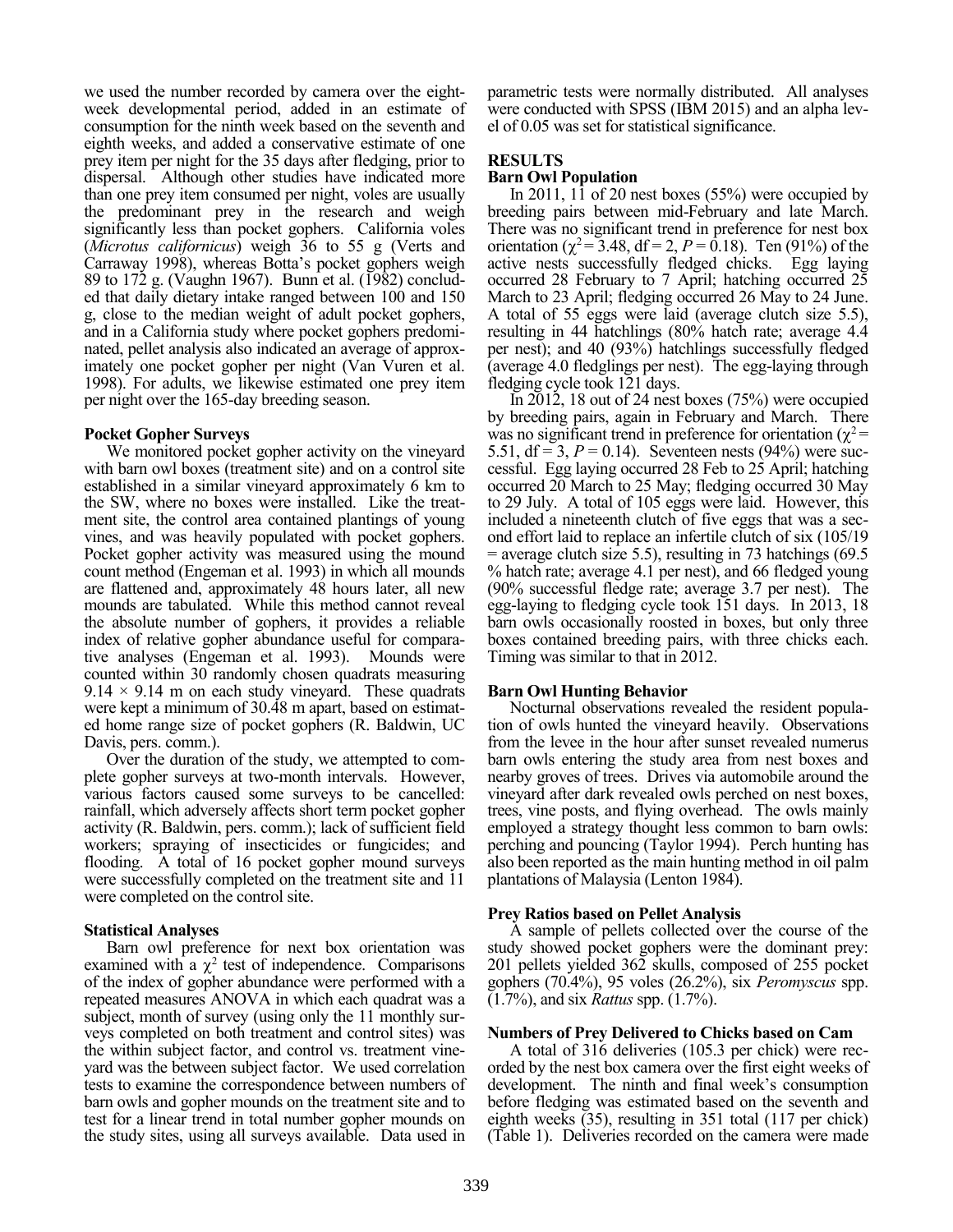we used the number recorded by camera over the eight-week developmental period, added in an estimate of consumption for the ninth week based on the seventh and eighth weeks, and added a conservative estimate of one prey item per night for the 35 days after fledging, prior to dispersal. Although other studies have indicated more than one prey item consumed per night, voles are usually the predominant prey in the research and weigh significantly less than pocket gophers. California voles (*Microtus californicus*) weigh 36 to 55 g (Verts and Carraway 1998), whereas Botta's pocket gophers weigh 89 to 172 g. (Vaughn 1967). Bunn et al. (1982) concluded that daily dietary intake ranged between 100 and 150 g, close to the median weight of adult pocket gophers, and in a California study where pocket gophers predominated, pellet analysis also indicated an average of approximately one pocket gopher per night (Van Vuren et al. 1998). For adults, we likewise estimated one prey item per night over the 165-day breeding season.

### Pocket Gopher Surveys

We monitored pocket gopher activity on the vineyard with barn owl boxes (treatment site) and on a control site established in a similar vineyard approximately 6 km to the SW, where no boxes were installed. Like the treatment site, the control area contained plantings of young vines, and was heavily populated with pocket gophers. Pocket gopher activity was measured using the mound count method (Engeman et al. 1993) in which all mounds are flattened and, approximately 48 hours later, all new mounds are tabulated. While this method cannot reveal the absolute number of gophers, it provides a reliable index of relative gopher abundance useful for comparative analyses (Engeman et al. 1993). Mounds were counted within 30 randomly chosen quadrats measuring $9.14 \times 9.14$ m on each study vineyard. These quadrats were kept a minimum of 30.48 m apart, based on estimated home range size of pocket gophers (R. Baldwin, UC Davis, pers. comm.).

Over the duration of the study, we attempted to complete gopher surveys at two-month intervals. However, various factors caused some surveys to be cancelled: rainfall, which adversely affects short term pocket gopher activity (R. Baldwin, pers. comm.); lack of sufficient field workers; spraying of insecticides or fungicides; and flooding. A total of 16 pocket gopher mound surveys were successfully completed on the treatment site and 11 were completed on the control site.

### Statistical Analyses

Barn owl preference for next box orientation was examined with a $\chi^2$ test of independence. Comparisons of the index of gopher abundance were performed with a repeated measures ANOVA in which each quadrat was a subject, month of survey (using only the 11 monthly surveys completed on both treatment and control sites) was the within subject factor, and control vs. treatment vineyard was the between subject factor. We used correlation tests to examine the correspondence between numbers of barn owls and gopher mounds on the treatment site and to test for a linear trend in total number gopher mounds on the study sites, using all surveys available. Data used in parametric tests were normally distributed. All analyses were conducted with SPSS (IBM 2015) and an alpha level of 0.05 was set for statistical significance.

## RESULTS

### Barn Owl Population

In 2011, 11 of 20 nest boxes (55%) were occupied by breeding pairs between mid-February and late March. There was no significant trend in preference for nest box orientation ($\chi^2 = 3.48$, df = 2, $P = 0.18$). Ten (91%) of the active nests successfully fledged chicks. Egg laying occurred 28 February to 7 April; hatching occurred 25 March to 23 April; fledging occurred 26 May to 24 June. A total of 55 eggs were laid (average clutch size 5.5), resulting in 44 hatchlings (80% hatch rate; average 4.4 per nest); and 40 (93%) hatchlings successfully fledged (average 4.0 fledglings per nest). The egg-laying through fledging cycle took 121 days.

In 2012, 18 out of 24 nest boxes (75%) were occupied by breeding pairs, again in February and March. There was no significant trend in preference for orientation ($\chi^2 = 5.51$, df = 3, $P = 0.14$). Seventeen nests (94%) were successful. Egg laying occurred 28 Feb to 25 April; hatching occurred 20 March to 25 May; fledging occurred 30 May to 29 July. A total of 105 eggs were laid. However, this included a nineteenth clutch of five eggs that was a second effort laid to replace an infertile clutch of six (105/19 = average clutch size 5.5), resulting in 73 hatchings (69.5 % hatch rate; average 4.1 per nest), and 66 fledged young (90% successful fledge rate; average 3.7 per nest). The egg-laying to fledging cycle took 151 days. In 2013, 18 barn owls occasionally roosted in boxes, but only three boxes contained breeding pairs, with three chicks each. Timing was similar to that in 2012.

### Barn Owl Hunting Behavior

Nocturnal observations revealed the resident population of owls hunted the vineyard heavily. Observations from the levee in the hour after sunset revealed numerus barn owls entering the study area from nest boxes and nearby groves of trees. Drives via automobile around the vineyard after dark revealed owls perched on nest boxes, trees, vine posts, and flying overhead. The owls mainly employed a strategy thought less common to barn owls: perching and pouncing (Taylor 1994). Perch hunting has also been reported as the main hunting method in oil palm plantations of Malaysia (Lenton 1984).

### Prey Ratios based on Pellet Analysis

A sample of pellets collected over the course of the study showed pocket gophers were the dominant prey: 201 pellets yielded 362 skulls, composed of 255 pocket gophers (70.4%), 95 voles (26.2%), six *Peromyscus* spp. (1.7%), and six *Rattus* spp. (1.7%).

### Numbers of Prey Delivered to Chicks based on Cam

A total of 316 deliveries (105.3 per chick) were recorded by the nest box camera over the first eight weeks of development. The ninth and final week's consumption before fledging was estimated based on the seventh and eighth weeks (35), resulting in 351 total (117 per chick) (Table 1). Deliveries recorded on the camera were made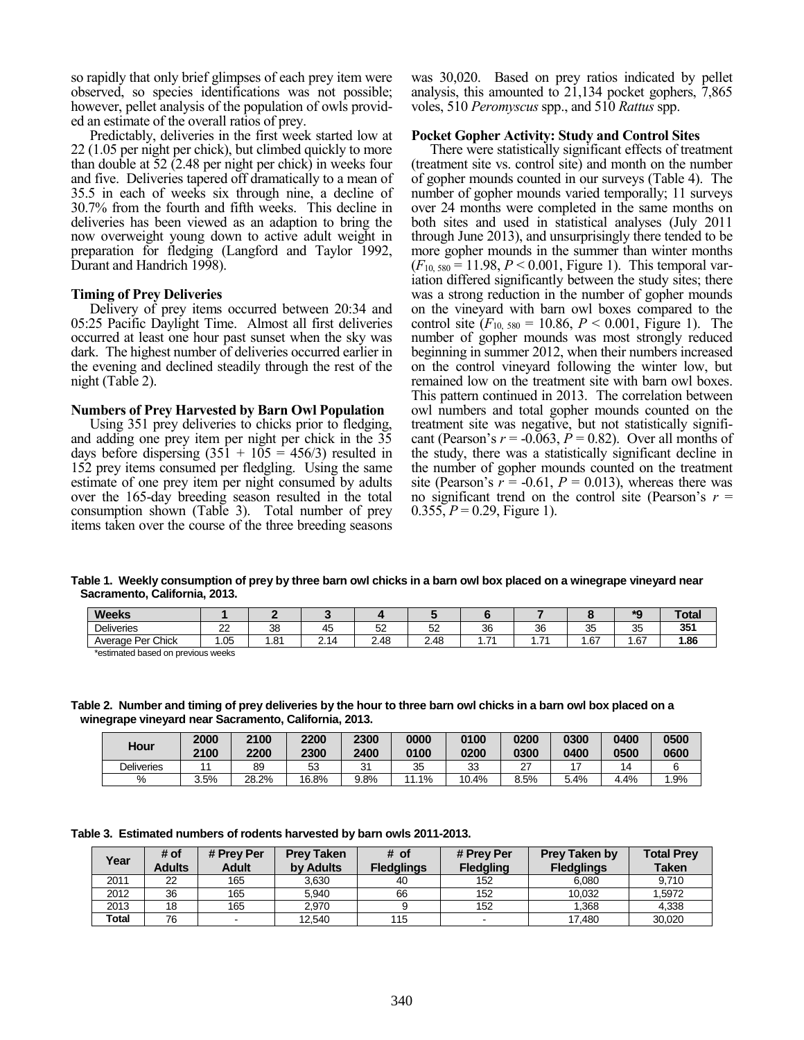so rapidly that only brief glimpses of each prey item were observed, so species identifications was not possible; however, pellet analysis of the population of owls provided an estimate of the overall ratios of prey.

Predictably, deliveries in the first week started low at 22 (1.05 per night per chick), but climbed quickly to more than double at 52 (2.48 per night per chick) in weeks four and five. Deliveries tapered off dramatically to a mean of 35.5 in each of weeks six through nine, a decline of 30.7% from the fourth and fifth weeks. This decline in deliveries has been viewed as an adaption to bring the now overweight young down to active adult weight in preparation for fledging (Langford and Taylor 1992, Durant and Handrich 1998).

### Timing of Prey Deliveries

Delivery of prey items occurred between 20:34 and 05:25 Pacific Daylight Time. Almost all first deliveries occurred at least one hour past sunset when the sky was dark. The highest number of deliveries occurred earlier in the evening and declined steadily through the rest of the night (Table 2).

### Numbers of Prey Harvested by Barn Owl Population

Using 351 prey deliveries to chicks prior to fledging, and adding one prey item per night per chick in the 35 days before dispersing (351 + 105 = 456/3) resulted in 152 prey items consumed per fledgling. Using the same estimate of one prey item per night consumed by adults over the 165-day breeding season resulted in the total consumption shown (Table 3). Total number of prey items taken over the course of the three breeding seasons was 30,020. Based on prey ratios indicated by pellet analysis, this amounted to 21,134 pocket gophers, 7,865 voles, 510 *Peromyscus* spp., and 510 *Rattus* spp.

### Pocket Gopher Activity: Study and Control Sites

There were statistically significant effects of treatment (treatment site vs. control site) and month on the number of gopher mounds counted in our surveys (Table 4). The number of gopher mounds varied temporally; 11 surveys over 24 months were completed in the same months on both sites and used in statistical analyses (July 2011 through June 2013), and unsurprisingly there tended to be more gopher mounds in the summer than winter months ($F_{10,\,580} = 11.98$, $P < 0.001$, Figure 1). This temporal variation differed significantly between the study sites; there was a strong reduction in the number of gopher mounds on the vineyard with barn owl boxes compared to the control site ($F_{10,\,580} = 10.86$, $P < 0.001$, Figure 1). The number of gopher mounds was most strongly reduced beginning in summer 2012, when their numbers increased on the control vineyard following the winter low, but remained low on the treatment site with barn owl boxes. This pattern continued in 2013. The correlation between owl numbers and total gopher mounds counted on the treatment site was negative, but not statistically significant (Pearson's $r = -0.063$, $P = 0.82$). Over all months of the study, there was a statistically significant decline in the number of gopher mounds counted on the treatment site (Pearson's $r = -0.61$, $P = 0.013$), whereas there was no significant trend on the control site (Pearson's $r = 0.355$, $P = 0.29$, Figure 1).

**Table 1. Weekly consumption of prey by three barn owl chicks in a barn owl box placed on a winegrape vineyard near Sacramento, California, 2013.**

| Weeks | 1 | 2 | 3 | 4 | 5 | 6 | 7 | 8 | *9 | Total |
|---|---|---|---|---|---|---|---|---|---|---|
| Deliveries | 22 | 38 | 45 | 52 | 52 | 36 | 36 | 35 | 35 | **351** |
| Average Per Chick | 1.05 | 1.81 | 2.14 | 2.48 | 2.48 | 1.71 | 1.71 | 1.67 | 1.67 | **1.86** |

*estimated based on previous weeks

**Table 2. Number and timing of prey deliveries by the hour to three barn owl chicks in a barn owl box placed on a winegrape vineyard near Sacramento, California, 2013.**

| Hour | 2000 2100 | 2100 2200 | 2200 2300 | 2300 2400 | 0000 0100 | 0100 0200 | 0200 0300 | 0300 0400 | 0400 0500 | 0500 0600 |
|---|---|---|---|---|---|---|---|---|---|---|
| Deliveries | 11 | 89 | 53 | 31 | 35 | 33 | 27 | 17 | 14 | 6 |
| % | 3.5% | 28.2% | 16.8% | 9.8% | 11.1% | 10.4% | 8.5% | 5.4% | 4.4% | 1.9% |

**Table 3. Estimated numbers of rodents harvested by barn owls 2011-2013.**

| Year | # of Adults | # Prey Per Adult | Prey Taken by Adults | # of Fledglings | # Prey Per Fledgling | Prey Taken by Fledglings | Total Prey Taken |
|---|---|---|---|---|---|---|---|
| 2011 | 22 | 165 | 3,630 | 40 | 152 | 6,080 | 9,710 |
| 2012 | 36 | 165 | 5,940 | 66 | 152 | 10,032 | 1,5972 |
| 2013 | 18 | 165 | 2,970 | 9 | 152 | 1,368 | 4,338 |
| **Total** | 76 | - | 12,540 | 115 | - | 17,480 | 30,020 |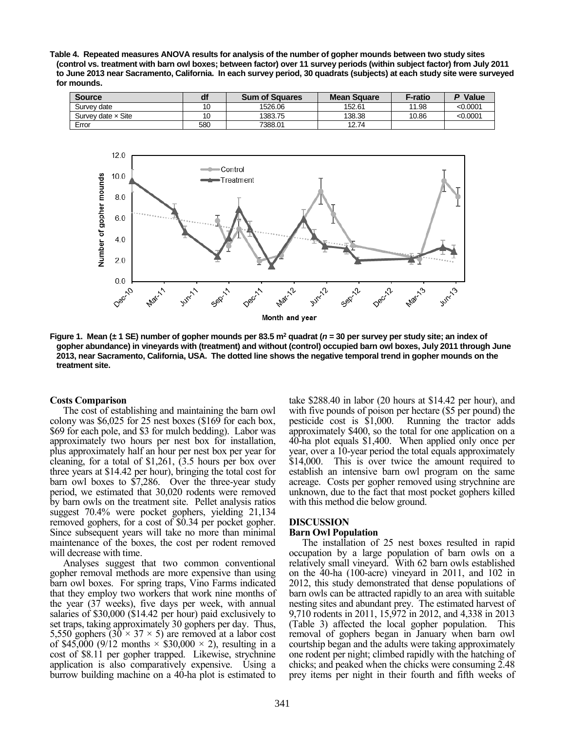**Table 4. Repeated measures ANOVA results for analysis of the number of gopher mounds between two study sites (control vs. treatment with barn owl boxes; between factor) over 11 survey periods (within subject factor) from July 2011 to June 2013 near Sacramento, California. In each survey period, 30 quadrats (subjects) at each study site were surveyed for mounds.**

| Source | df | Sum of Squares | Mean Square | F-ratio | *P* Value |
|---|---|---|---|---|---|
| Survey date | 10 | 1526.06 | 152.61 | 11.98 | <0.0001 |
| Survey date × Site | 10 | 1383.75 | 138.38 | 10.86 | <0.0001 |
| Error | 580 | 7388.01 | 12.74 | | |

**Figure 1. Mean (± 1 SE) number of gopher mounds per 83.5 m$^2$ quadrat (*n* = 30 per survey per study site; an index of gopher abundance) in vineyards with (treatment) and without (control) occupied barn owl boxes, July 2011 through June 2013, near Sacramento, California, USA. The dotted line shows the negative temporal trend in gopher mounds on the treatment site.**

### Costs Comparison

The cost of establishing and maintaining the barn owl colony was \$6,025 for 25 nest boxes (\$169 for each box, \$69 for each pole, and \$3 for mulch bedding). Labor was approximately two hours per nest box for installation, plus approximately half an hour per nest box per year for cleaning, for a total of \$1,261, (3.5 hours per box over three years at \$14.42 per hour), bringing the total cost for barn owl boxes to \$7,286. Over the three-year study period, we estimated that 30,020 rodents were removed by barn owls on the treatment site. Pellet analysis ratios suggest 70.4% were pocket gophers, yielding 21,134 removed gophers, for a cost of \$0.34 per pocket gopher. Since subsequent years will take no more than minimal maintenance of the boxes, the cost per rodent removed will decrease with time.

Analyses suggest that two common conventional gopher removal methods are more expensive than using barn owl boxes. For spring traps, Vino Farms indicated that they employ two workers that work nine months of the year (37 weeks), five days per week, with annual salaries of \$30,000 (\$14.42 per hour) paid exclusively to set traps, taking approximately 30 gophers per day. Thus, 5,550 gophers ($30 \times 37 \times 5$) are removed at a labor cost of \$45,000 (9/12 months × \$30,000 × 2), resulting in a cost of \$8.11 per gopher trapped. Likewise, strychnine application is also comparatively expensive. Using a burrow building machine on a 40-ha plot is estimated to take \$288.40 in labor (20 hours at \$14.42 per hour), and with five pounds of poison per hectare (\$5 per pound) the pesticide cost is \$1,000. Running the tractor adds approximately \$400, so the total for one application on a 40-ha plot equals \$1,400. When applied only once per year, over a 10-year period the total equals approximately \$14,000. This is over twice the amount required to establish an intensive barn owl program on the same acreage. Costs per gopher removed using strychnine are unknown, due to the fact that most pocket gophers killed with this method die below ground.

## DISCUSSION

### Barn Owl Population

The installation of 25 nest boxes resulted in rapid occupation by a large population of barn owls on a relatively small vineyard. With 62 barn owls established on the 40-ha (100-acre) vineyard in 2011, and 102 in 2012, this study demonstrated that dense populations of barn owls can be attracted rapidly to an area with suitable nesting sites and abundant prey. The estimated harvest of 9,710 rodents in 2011, 15,972 in 2012, and 4,338 in 2013 (Table 3) affected the local gopher population. This removal of gophers began in January when barn owl courtship began and the adults were taking approximately one rodent per night; climbed rapidly with the hatching of chicks; and peaked when the chicks were consuming 2.48 prey items per night in their fourth and fifth weeks of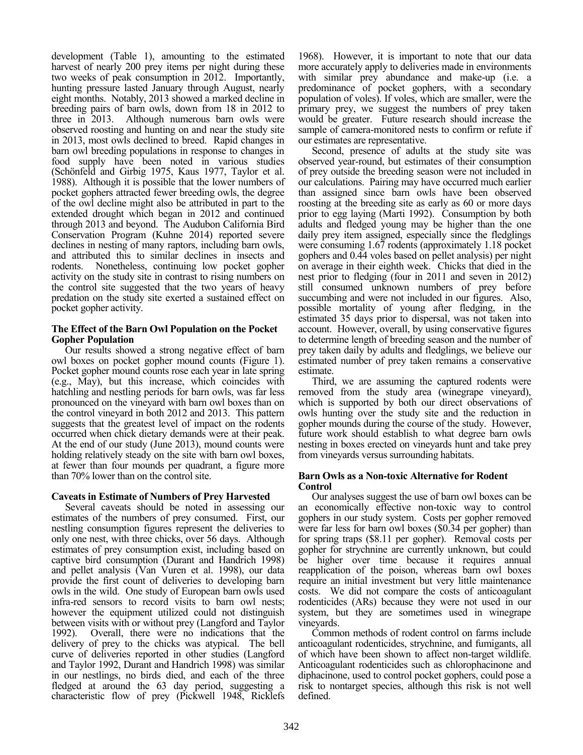development (Table 1), amounting to the estimated harvest of nearly 200 prey items per night during these two weeks of peak consumption in 2012. Importantly, hunting pressure lasted January through August, nearly eight months. Notably, 2013 showed a marked decline in breeding pairs of barn owls, down from 18 in 2012 to three in 2013. Although numerous barn owls were observed roosting and hunting on and near the study site in 2013, most owls declined to breed. Rapid changes in barn owl breeding populations in response to changes in food supply have been noted in various studies (Schönfeld and Girbig 1975, Kaus 1977, Taylor et al. 1988). Although it is possible that the lower numbers of pocket gophers attracted fewer breeding owls, the degree of the owl decline might also be attributed in part to the extended drought which began in 2012 and continued through 2013 and beyond. The Audubon California Bird Conservation Program (Kuhne 2014) reported severe declines in nesting of many raptors, including barn owls, and attributed this to similar declines in insects and rodents. Nonetheless, continuing low pocket gopher activity on the study site in contrast to rising numbers on the control site suggested that the two years of heavy predation on the study site exerted a sustained effect on pocket gopher activity.

### The Effect of the Barn Owl Population on the Pocket Gopher Population

Our results showed a strong negative effect of barn owl boxes on pocket gopher mound counts (Figure 1). Pocket gopher mound counts rose each year in late spring (e.g., May), but this increase, which coincides with hatchling and nestling periods for barn owls, was far less pronounced on the vineyard with barn owl boxes than on the control vineyard in both 2012 and 2013. This pattern suggests that the greatest level of impact on the rodents occurred when chick dietary demands were at their peak. At the end of our study (June 2013), mound counts were holding relatively steady on the site with barn owl boxes, at fewer than four mounds per quadrant, a figure more than 70% lower than on the control site.

### Caveats in Estimate of Numbers of Prey Harvested

Several caveats should be noted in assessing our estimates of the numbers of prey consumed. First, our nestling consumption figures represent the deliveries to only one nest, with three chicks, over 56 days. Although estimates of prey consumption exist, including based on captive bird consumption (Durant and Handrich 1998) and pellet analysis (Van Vuren et al. 1998), our data provide the first count of deliveries to developing barn owls in the wild. One study of European barn owls used infra-red sensors to record visits to barn owl nests; however the equipment utilized could not distinguish between visits with or without prey (Langford and Taylor 1992). Overall, there were no indications that the delivery of prey to the chicks was atypical. The bell curve of deliveries reported in other studies (Langford and Taylor 1992, Durant and Handrich 1998) was similar in our nestlings, no birds died, and each of the three fledged at around the 63 day period, suggesting a characteristic flow of prey (Pickwell 1948, Ricklefs 1968). However, it is important to note that our data more accurately apply to deliveries made in environments with similar prey abundance and make-up (i.e. a predominance of pocket gophers, with a secondary population of voles). If voles, which are smaller, were the primary prey, we suggest the numbers of prey taken would be greater. Future research should increase the sample of camera-monitored nests to confirm or refute if our estimates are representative.

Second, presence of adults at the study site was observed year-round, but estimates of their consumption of prey outside the breeding season were not included in our calculations. Pairing may have occurred much earlier than assigned since barn owls have been observed roosting at the breeding site as early as 60 or more days prior to egg laying (Marti 1992). Consumption by both adults and fledged young may be higher than the one daily prey item assigned, especially since the fledglings were consuming 1.67 rodents (approximately 1.18 pocket gophers and 0.44 voles based on pellet analysis) per night on average in their eighth week. Chicks that died in the nest prior to fledging (four in 2011 and seven in 2012) still consumed unknown numbers of prey before succumbing and were not included in our figures. Also, possible mortality of young after fledging, in the estimated 35 days prior to dispersal, was not taken into account. However, overall, by using conservative figures to determine length of breeding season and the number of prey taken daily by adults and fledglings, we believe our estimated number of prey taken remains a conservative estimate.

Third, we are assuming the captured rodents were removed from the study area (winegrape vineyard), which is supported by both our direct observations of owls hunting over the study site and the reduction in gopher mounds during the course of the study. However, future work should establish to what degree barn owls nesting in boxes erected on vineyards hunt and take prey from vineyards versus surrounding habitats.

### Barn Owls as a Non-toxic Alternative for Rodent Control

Our analyses suggest the use of barn owl boxes can be an economically effective non-toxic way to control gophers in our study system. Costs per gopher removed were far less for barn owl boxes ($0.34 per gopher) than for spring traps ($8.11 per gopher). Removal costs per gopher for strychnine are currently unknown, but could be higher over time because it requires annual reapplication of the poison, whereas barn owl boxes require an initial investment but very little maintenance costs. We did not compare the costs of anticoagulant rodenticides (ARs) because they were not used in our system, but they are sometimes used in winegrape vineyards.

Common methods of rodent control on farms include anticoagulant rodenticides, strychnine, and fumigants, all of which have been shown to affect non-target wildlife. Anticoagulant rodenticides such as chlorophacinone and diphacinone, used to control pocket gophers, could pose a risk to nontarget species, although this risk is not well defined.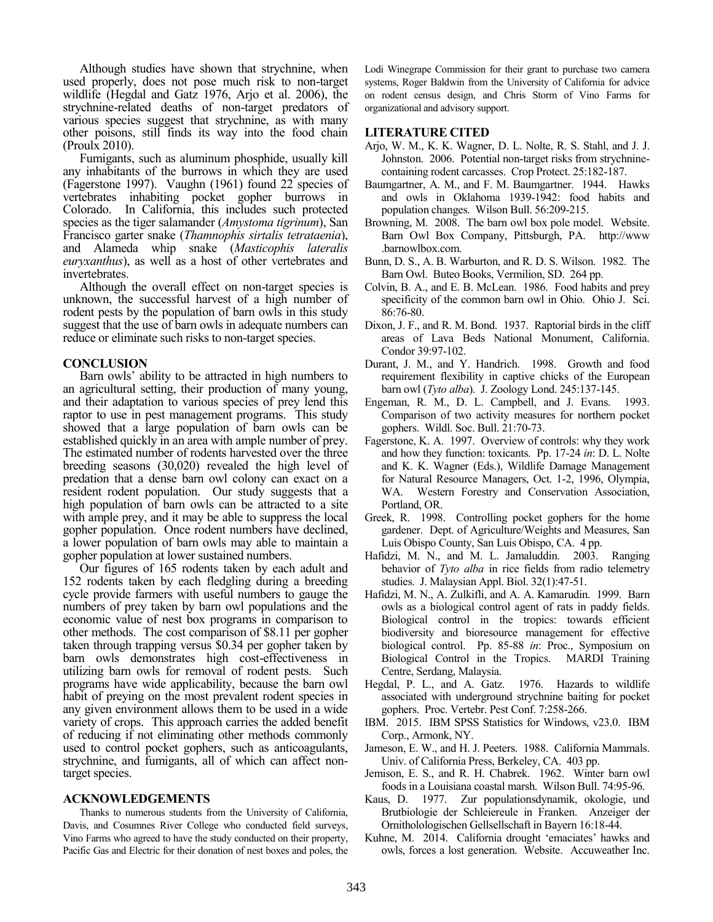Although studies have shown that strychnine, when used properly, does not pose much risk to non-target wildlife (Hegdal and Gatz 1976, Arjo et al. 2006), the strychnine-related deaths of non-target predators of various species suggest that strychnine, as with many other poisons, still finds its way into the food chain (Proulx 2010).

Fumigants, such as aluminum phosphide, usually kill any inhabitants of the burrows in which they are used (Fagerstone 1997). Vaughn (1961) found 22 species of vertebrates inhabiting pocket gopher burrows in Colorado. In California, this includes such protected species as the tiger salamander (*Amystoma tigrinum*), San Francisco garter snake (*Thamnophis sirtalis tetrataenia*), and Alameda whip snake (*Masticophis lateralis euryxanthus*), as well as a host of other vertebrates and invertebrates.

Although the overall effect on non-target species is unknown, the successful harvest of a high number of rodent pests by the population of barn owls in this study suggest that the use of barn owls in adequate numbers can reduce or eliminate such risks to non-target species.

## CONCLUSION

Barn owls' ability to be attracted in high numbers to an agricultural setting, their production of many young, and their adaptation to various species of prey lend this raptor to use in pest management programs. This study showed that a large population of barn owls can be established quickly in an area with ample number of prey. The estimated number of rodents harvested over the three breeding seasons (30,020) revealed the high level of predation that a dense barn owl colony can exact on a resident rodent population. Our study suggests that a high population of barn owls can be attracted to a site with ample prey, and it may be able to suppress the local gopher population. Once rodent numbers have declined, a lower population of barn owls may able to maintain a gopher population at lower sustained numbers.

Our figures of 165 rodents taken by each adult and 152 rodents taken by each fledgling during a breeding cycle provide farmers with useful numbers to gauge the numbers of prey taken by barn owl populations and the economic value of nest box programs in comparison to other methods. The cost comparison of $8.11 per gopher taken through trapping versus $0.34 per gopher taken by barn owls demonstrates high cost-effectiveness in utilizing barn owls for removal of rodent pests. Such programs have wide applicability, because the barn owl habit of preying on the most prevalent rodent species in any given environment allows them to be used in a wide variety of crops. This approach carries the added benefit of reducing if not eliminating other methods commonly used to control pocket gophers, such as anticoagulants, strychnine, and fumigants, all of which can affect non-target species.

## ACKNOWLEDGEMENTS

Thanks to numerous students from the University of California, Davis, and Cosumnes River College who conducted field surveys, Vino Farms who agreed to have the study conducted on their property, Pacific Gas and Electric for their donation of nest boxes and poles, the Lodi Winegrape Commission for their grant to purchase two camera systems, Roger Baldwin from the University of California for advice on rodent census design, and Chris Storm of Vino Farms for organizational and advisory support.

## LITERATURE CITED

Arjo, W. M., K. K. Wagner, D. L. Nolte, R. S. Stahl, and J. J. Johnston. 2006. Potential non-target risks from strychnine-containing rodent carcasses. Crop Protect. 25:182-187.

Baumgartner, A. M., and F. M. Baumgartner. 1944. Hawks and owls in Oklahoma 1939-1942: food habits and population changes. Wilson Bull. 56:209-215.

Browning, M. 2008. The barn owl box pole model. Website. Barn Owl Box Company, Pittsburgh, PA. http://www.barnowlbox.com.

Bunn, D. S., A. B. Warburton, and R. D. S. Wilson. 1982. The Barn Owl. Buteo Books, Vermilion, SD. 264 pp.

Colvin, B. A., and E. B. McLean. 1986. Food habits and prey specificity of the common barn owl in Ohio. Ohio J. Sci. 86:76-80.

Dixon, J. F., and R. M. Bond. 1937. Raptorial birds in the cliff areas of Lava Beds National Monument, California. Condor 39:97-102.

Durant, J. M., and Y. Handrich. 1998. Growth and food requirement flexibility in captive chicks of the European barn owl (*Tyto alba*). J. Zoology Lond. 245:137-145.

Engeman, R. M., D. L. Campbell, and J. Evans. 1993. Comparison of two activity measures for northern pocket gophers. Wildl. Soc. Bull. 21:70-73.

Fagerstone, K. A. 1997. Overview of controls: why they work and how they function: toxicants. Pp. 17-24 *in*: D. L. Nolte and K. K. Wagner (Eds.), Wildlife Damage Management for Natural Resource Managers, Oct. 1-2, 1996, Olympia, WA. Western Forestry and Conservation Association, Portland, OR.

Greek, R. 1998. Controlling pocket gophers for the home gardener. Dept. of Agriculture/Weights and Measures, San Luis Obispo County, San Luis Obispo, CA. 4 pp.

Hafidzi, M. N., and M. L. Jamaluddin. 2003. Ranging behavior of *Tyto alba* in rice fields from radio telemetry studies. J. Malaysian Appl. Biol. 32(1):47-51.

Hafidzi, M. N., A. Zulkifli, and A. A. Kamarudin. 1999. Barn owls as a biological control agent of rats in paddy fields. Biological control in the tropics: towards efficient biodiversity and bioresource management for effective biological control. Pp. 85-88 *in*: Proc., Symposium on Biological Control in the Tropics. MARDI Training Centre, Serdang, Malaysia.

Hegdal, P. L., and A. Gatz. 1976. Hazards to wildlife associated with underground strychnine baiting for pocket gophers. Proc. Vertebr. Pest Conf. 7:258-266.

IBM. 2015. IBM SPSS Statistics for Windows, v23.0. IBM Corp., Armonk, NY.

Jameson, E. W., and H. J. Peeters. 1988. California Mammals. Univ. of California Press, Berkeley, CA. 403 pp.

Jemison, E. S., and R. H. Chabrek. 1962. Winter barn owl foods in a Louisiana coastal marsh. Wilson Bull. 74:95-96.

Kaus, D. 1977. Zur populationsdynamik, okologie, und Brutbiologie der Schleiereule in Franken. Anzeiger der Ornithololologischen Gellsellschaft in Bayern 16:18-44.

Kuhne, M. 2014. California drought 'emaciates' hawks and owls, forces a lost generation. Website. Accuweather Inc.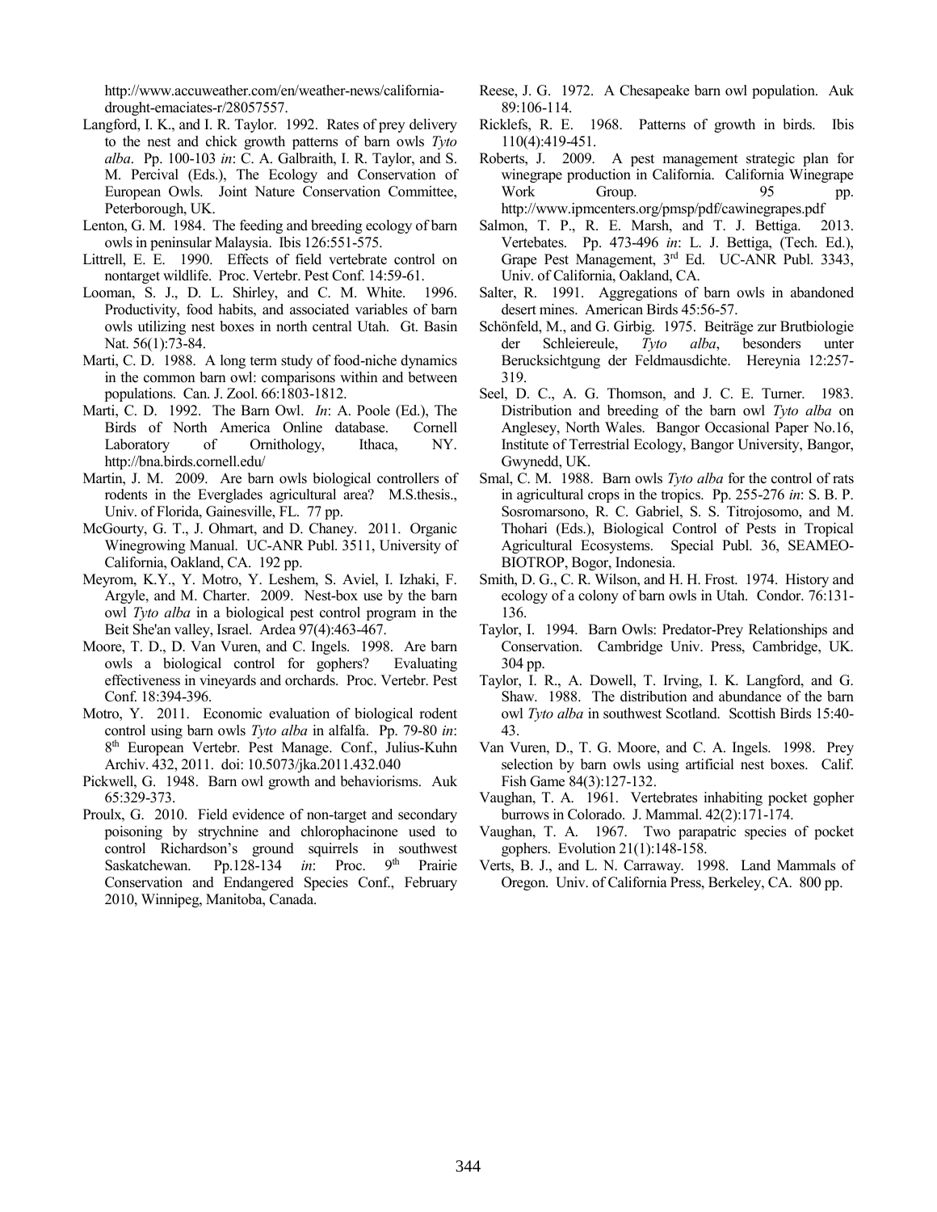http://www.accuweather.com/en/weather-news/california-drought-emaciates-r/28057557.

Langford, I. K., and I. R. Taylor. 1992. Rates of prey delivery to the nest and chick growth patterns of barn owls *Tyto alba*. Pp. 100-103 *in*: C. A. Galbraith, I. R. Taylor, and S. M. Percival (Eds.), The Ecology and Conservation of European Owls. Joint Nature Conservation Committee, Peterborough, UK.

Lenton, G. M. 1984. The feeding and breeding ecology of barn owls in peninsular Malaysia. Ibis 126:551-575.

Littrell, E. E. 1990. Effects of field vertebrate control on nontarget wildlife. Proc. Vertebr. Pest Conf. 14:59-61.

Looman, S. J., D. L. Shirley, and C. M. White. 1996. Productivity, food habits, and associated variables of barn owls utilizing nest boxes in north central Utah. Gt. Basin Nat. 56(1):73-84.

Marti, C. D. 1988. A long term study of food-niche dynamics in the common barn owl: comparisons within and between populations. Can. J. Zool. 66:1803-1812.

Marti, C. D. 1992. The Barn Owl. *In*: A. Poole (Ed.), The Birds of North America Online database. Cornell Laboratory of Ornithology, Ithaca, NY. http://bna.birds.cornell.edu/

Martin, J. M. 2009. Are barn owls biological controllers of rodents in the Everglades agricultural area? M.S.thesis., Univ. of Florida, Gainesville, FL. 77 pp.

McGourty, G. T., J. Ohmart, and D. Chaney. 2011. Organic Winegrowing Manual. UC-ANR Publ. 3511, University of California, Oakland, CA. 192 pp.

Meyrom, K.Y., Y. Motro, Y. Leshem, S. Aviel, I. Izhaki, F. Argyle, and M. Charter. 2009. Nest-box use by the barn owl *Tyto alba* in a biological pest control program in the Beit She'an valley, Israel. Ardea 97(4):463-467.

Moore, T. D., D. Van Vuren, and C. Ingels. 1998. Are barn owls a biological control for gophers? Evaluating effectiveness in vineyards and orchards. Proc. Vertebr. Pest Conf. 18:394-396.

Motro, Y. 2011. Economic evaluation of biological rodent control using barn owls *Tyto alba* in alfalfa. Pp. 79-80 *in*: 8th European Vertebr. Pest Manage. Conf., Julius-Kuhn Archiv. 432, 2011. doi: 10.5073/jka.2011.432.040

Pickwell, G. 1948. Barn owl growth and behaviorisms. Auk 65:329-373.

Proulx, G. 2010. Field evidence of non-target and secondary poisoning by strychnine and chlorophacinone used to control Richardson's ground squirrels in southwest Saskatchewan. Pp.128-134 *in*: Proc. 9th Prairie Conservation and Endangered Species Conf., February 2010, Winnipeg, Manitoba, Canada.

Reese, J. G. 1972. A Chesapeake barn owl population. Auk 89:106-114.

Ricklefs, R. E. 1968. Patterns of growth in birds. Ibis 110(4):419-451.

Roberts, J. 2009. A pest management strategic plan for winegrape production in California. California Winegrape Work Group. 95 pp. http://www.ipmcenters.org/pmsp/pdf/cawinegrapes.pdf

Salmon, T. P., R. E. Marsh, and T. J. Bettiga. 2013. Vertebates. Pp. 473-496 *in*: L. J. Bettiga, (Tech. Ed.), Grape Pest Management, 3rd Ed. UC-ANR Publ. 3343, Univ. of California, Oakland, CA.

Salter, R. 1991. Aggregations of barn owls in abandoned desert mines. American Birds 45:56-57.

Schönfeld, M., and G. Girbig. 1975. Beiträge zur Brutbiologie der Schleiereule, *Tyto alba*, besonders unter Berucksichtgung der Feldmausdichte. Hereynia 12:257-319.

Seel, D. C., A. G. Thomson, and J. C. E. Turner. 1983. Distribution and breeding of the barn owl *Tyto alba* on Anglesey, North Wales. Bangor Occasional Paper No.16, Institute of Terrestrial Ecology, Bangor University, Bangor, Gwynedd, UK.

Smal, C. M. 1988. Barn owls *Tyto alba* for the control of rats in agricultural crops in the tropics. Pp. 255-276 *in*: S. B. P. Sosromarsono, R. C. Gabriel, S. S. Titrojosomo, and M. Thohari (Eds.), Biological Control of Pests in Tropical Agricultural Ecosystems. Special Publ. 36, SEAMEO-BIOTROP, Bogor, Indonesia.

Smith, D. G., C. R. Wilson, and H. H. Frost. 1974. History and ecology of a colony of barn owls in Utah. Condor. 76:131-136.

Taylor, I. 1994. Barn Owls: Predator-Prey Relationships and Conservation. Cambridge Univ. Press, Cambridge, UK. 304 pp.

Taylor, I. R., A. Dowell, T. Irving, I. K. Langford, and G. Shaw. 1988. The distribution and abundance of the barn owl *Tyto alba* in southwest Scotland. Scottish Birds 15:40-43.

Van Vuren, D., T. G. Moore, and C. A. Ingels. 1998. Prey selection by barn owls using artificial nest boxes. Calif. Fish Game 84(3):127-132.

Vaughan, T. A. 1961. Vertebrates inhabiting pocket gopher burrows in Colorado. J. Mammal. 42(2):171-174.

Vaughan, T. A. 1967. Two parapatric species of pocket gophers. Evolution 21(1):148-158.

Verts, B. J., and L. N. Carraway. 1998. Land Mammals of Oregon. Univ. of California Press, Berkeley, CA. 800 pp.